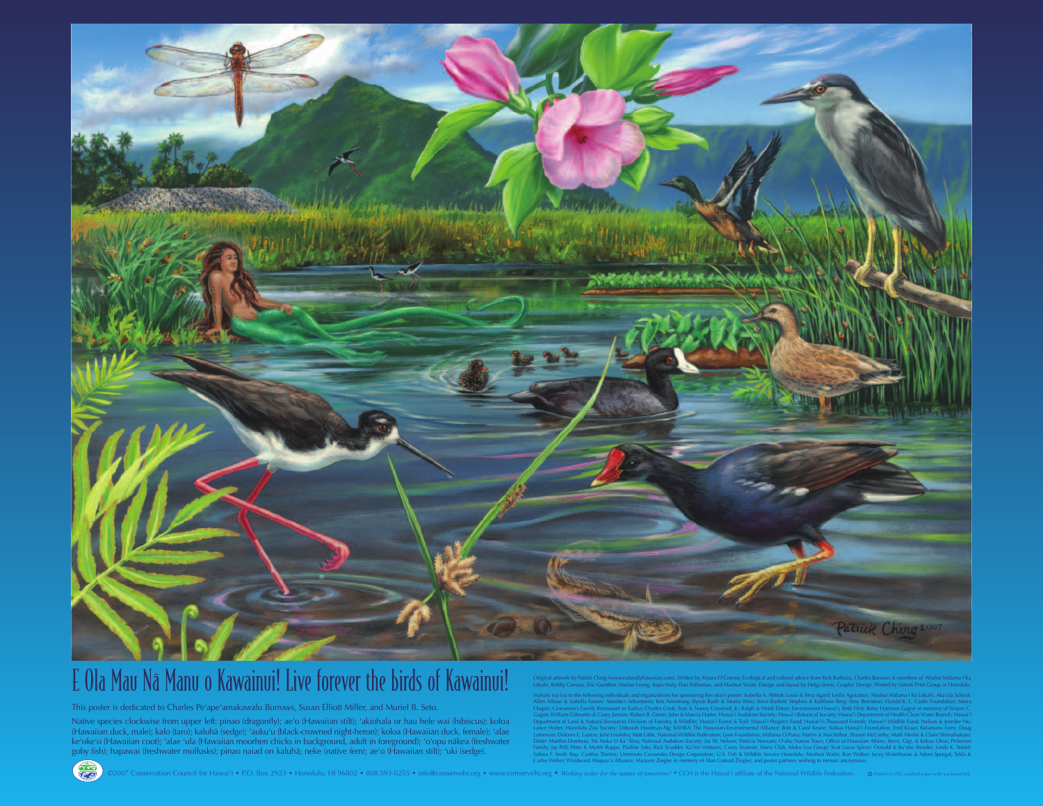# E Ola Mau Nā Manu o Kawainui! Live forever the birds of Kawainui!

This poster is dedicated to Charles Pe'ape'amakawalu Burrows, Susan Elliott Miller, and Muriel B. Seto.

Native species clockwise from upper left: pinao (dragonfly); ae'o (Hawaiian stilt); 'akiohala or hau hele wai (hibiscus); koloa (Hawaiian duck, male); kalo (taro); kaluhā (sedge); 'auku'u (black-crowned night-heron); koloa (Hawaiian duck, female); 'alae ke'oke'o (Hawaiian coot); 'alae 'ula (Hawaiian moorhen chicks in background, adult in foreground); 'o'opu nākea (freshwater goby fish); hapawai (freshwater mollusks); pinao naiad on kaluhā; neke (native fern); ae'o (Hawaiian stilt); 'uki (sedge).

Original artwork by Patrick Ching (www.naturallyhawaiian.com). Written by Maura O'Connor. Ecological and cultural advice from Rick Barboza, Charles Burrows & members of 'Ahahui Mālama I Ka Lōkahi, Bobby Camara, Eric Guinther, Marian Leong, Kepa Maly, Dan Polhemus, and Mashuri Waite. Design and layout by Helga Jenvis, Graphic Design. Printed by Valenti Print Group in Honolulu.

Mahalo nui loa to the following individuals and organizations for sponsoring this year's poster: Isabella A. Abbott; Louis & Irma Agard; Leslie Agorastos; 'Ahahui Mālama I Ka Lōkahi; Aka'ula School; Allen Allison & Isabella Forster; Annette's Adventures; Ken Armstrong; Byron Barth & Morris Wise; Steve Bartlett; Stephen & Kathleen Berg; Amy Bernstein; Harold K. L. Castle Foundation; Moira Chapin; Cinnamon's Family Restaurant in Kailua; Charles Cook; Tom & Nancy Crawford, Jr.; Ralph & Heidi Eldon; Environment Hawai'i; Beth Flint; Betsy Harrison Gagné in memory of Wayne C. Gagné; William Gilmartin & Casey Jarman; Robert B. Green; John & Marcia Harter; Hawai'i Audubon Society; Hawai'i Botanical Society; Hawai'i Department of Health Clean Water Branch; Hawai'i Department of Land & Natural Resources Division of Forestry & Wildlife; Hawai'i Forest & Trail; Hawai'i People's Fund; Hawai'i's Thousand Friends; Hawai'i Wildlife Fund; Nelson & Jennifer Ho; Lance Holter; Honolulu Zoo Society; Deborah Hootman-Ng; KAHEA: The Hawaiian-Environmental Alliance; Bob & Carol Keane; Kōkua Hawai'i Foundation; Fred Kraus; Kualamanu Farm; Doug Lamerson; Dolores E. Layton; Julie Leialoha; Matt Little, National Wildlife Federation; Lyon Foundation; Mālama O Puna; Martin & MacArthur; Sharon McCarthy; Mark Merlin & Claire Shimabukuro; Dieter Mueller-Dombois; Nā Maka O Ka 'Āina; National Audubon Society; Jay W. Nelson; Patricia Novsam; O'ahu Nature Tours; Office of Hawaiian Affairs; Steve, Gigi, & Kekoa Olive; Peiterson Family; Jay Pell; Peter & Myrtle Rappa; Pauline Sato; Rick Scudder, Ka'imi Ventures; Casey Seaman; Sierra Club, Moku Loa Group; Scot Lucas Spicer; Oswald & Ku'ulei Stender; Linda K. Stiefel; Sabina F. Swift; Rep. Cynthia Thielen; Umemoto Cassandro Design Corporation; U.S. Fish & Wildlife Service Honolulu; Mashuri Waite; Ron Walker; Jacey Waterhouse & Adam Spurgat; Tekla & Carlos Weber; Windward Ahupua'a Alliance; Marjorie Ziegler in memory of Alan Conrad Ziegler; and poster partners wishing to remain anonymous.

©2007 Conservation Council for Hawai'i • P.O. Box 2923 • Honolulu, HI 96802 • 808.593-0255 • info@conservehi.org • www.conservehi.org • *Working today for the nature of tomorrow!* • CCH is the Hawai'i affiliate of the National Wildlife Federation.

Printed on FSC-certified paper with soy-based ink.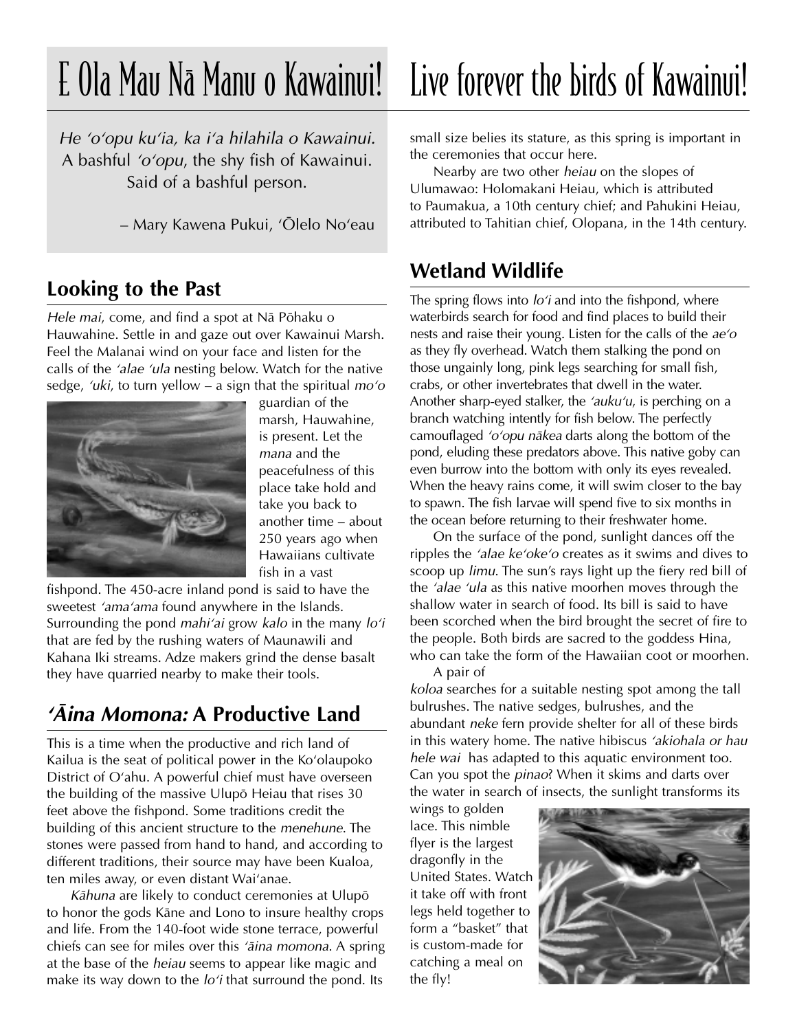# E Ola Mau Nā Manu o Kawainui! Live forever the birds of Kawainui!

*He ʻoʻopu kuʻia, ka iʻa hilahila o Kawainui.*
A bashful *ʻoʻopu*, the shy fish of Kawainui.
Said of a bashful person.

– Mary Kawena Pukui, ʻŌlelo Noʻeau

## Looking to the Past

*Hele mai*, come, and find a spot at Nā Pōhaku o Hauwahine. Settle in and gaze out over Kawainui Marsh. Feel the Malanai wind on your face and listen for the calls of the *ʻalae ʻula* nesting below. Watch for the native sedge, *ʻuki*, to turn yellow – a sign that the spiritual *moʻo* guardian of the marsh, Hauwahine, is present. Let the *mana* and the peacefulness of this place take hold and take you back to another time – about 250 years ago when Hawaiians cultivate fish in a vast fishpond. The 450-acre inland pond is said to have the sweetest *ʻamaʻama* found anywhere in the Islands. Surrounding the pond *mahiʻai* grow *kalo* in the many *loʻi* that are fed by the rushing waters of Maunawili and Kahana Iki streams. Adze makers grind the dense basalt they have quarried nearby to make their tools.

## *ʻĀina Momona:* A Productive Land

This is a time when the productive and rich land of Kailua is the seat of political power in the Koʻolaupoko District of Oʻahu. A powerful chief must have overseen the building of the massive Ulupō Heiau that rises 30 feet above the fishpond. Some traditions credit the building of this ancient structure to the *menehune*. The stones were passed from hand to hand, and according to different traditions, their source may have been Kualoa, ten miles away, or even distant Waiʻanae.

*Kāhuna* are likely to conduct ceremonies at Ulupō to honor the gods Kāne and Lono to insure healthy crops and life. From the 140-foot wide stone terrace, powerful chiefs can see for miles over this *ʻāina momona*. A spring at the base of the *heiau* seems to appear like magic and make its way down to the *loʻi* that surround the pond. Its small size belies its stature, as this spring is important in the ceremonies that occur here.

Nearby are two other *heiau* on the slopes of Ulumawao: Holomakani Heiau, which is attributed to Paumakua, a 10th century chief; and Pahukini Heiau, attributed to Tahitian chief, Olopana, in the 14th century.

## Wetland Wildlife

The spring flows into *loʻi* and into the fishpond, where waterbirds search for food and find places to build their nests and raise their young. Listen for the calls of the *aeʻo* as they fly overhead. Watch them stalking the pond on those ungainly long, pink legs searching for small fish, crabs, or other invertebrates that dwell in the water. Another sharp-eyed stalker, the *ʻaukuʻu*, is perching on a branch watching intently for fish below. The perfectly camouflaged *ʻoʻopu nākea* darts along the bottom of the pond, eluding these predators above. This native goby can even burrow into the bottom with only its eyes revealed. When the heavy rains come, it will swim closer to the bay to spawn. The fish larvae will spend five to six months in the ocean before returning to their freshwater home.

On the surface of the pond, sunlight dances off the ripples the *ʻalae keʻokeʻo* creates as it swims and dives to scoop up *limu*. The sun's rays light up the fiery red bill of the *ʻalae ʻula* as this native moorhen moves through the shallow water in search of food. Its bill is said to have been scorched when the bird brought the secret of fire to the people. Both birds are sacred to the goddess Hina, who can take the form of the Hawaiian coot or moorhen.

A pair of *koloa* searches for a suitable nesting spot among the tall bulrushes. The native sedges, bulrushes, and the abundant *neke* fern provide shelter for all of these birds in this watery home. The native hibiscus *ʻakiohala or hau hele wai* has adapted to this aquatic environment too. Can you spot the *pinao*? When it skims and darts over the water in search of insects, the sunlight transforms its wings to golden lace. This nimble flyer is the largest dragonfly in the United States. Watch it take off with front legs held together to form a "basket" that is custom-made for catching a meal on the fly!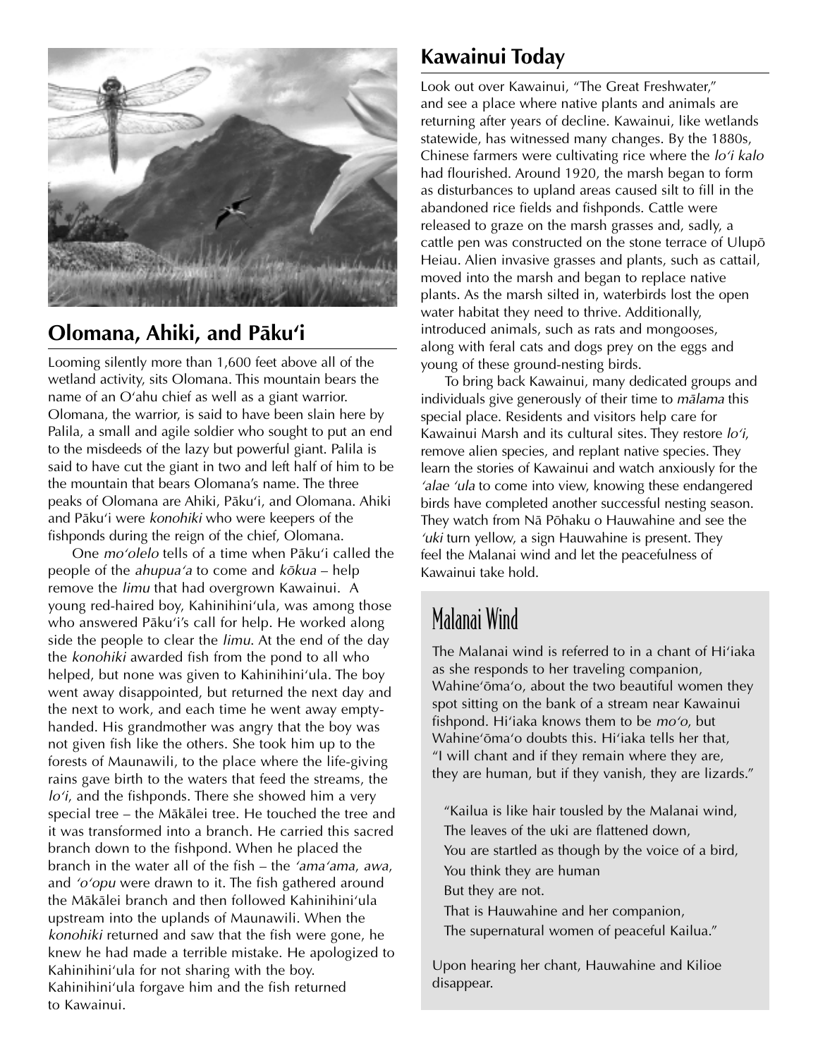## Olomana, Ahiki, and Pākuʻi

Looming silently more than 1,600 feet above all of the wetland activity, sits Olomana. This mountain bears the name of an Oʻahu chief as well as a giant warrior. Olomana, the warrior, is said to have been slain here by Palila, a small and agile soldier who sought to put an end to the misdeeds of the lazy but powerful giant. Palila is said to have cut the giant in two and left half of him to be the mountain that bears Olomana's name. The three peaks of Olomana are Ahiki, Pākuʻi, and Olomana. Ahiki and Pākuʻi were *konohiki* who were keepers of the fishponds during the reign of the chief, Olomana.

One *moʻolelo* tells of a time when Pākuʻi called the people of the *ahupuaʻa* to come and *kōkua* – help remove the *limu* that had overgrown Kawainui. A young red-haired boy, Kahinihiniʻula, was among those who answered Pākuʻi's call for help. He worked along side the people to clear the *limu*. At the end of the day the *konohiki* awarded fish from the pond to all who helped, but none was given to Kahinihiniʻula. The boy went away disappointed, but returned the next day and the next to work, and each time he went away empty-handed. His grandmother was angry that the boy was not given fish like the others. She took him up to the forests of Maunawili, to the place where the life-giving rains gave birth to the waters that feed the streams, the *loʻi*, and the fishponds. There she showed him a very special tree – the Mākālei tree. He touched the tree and it was transformed into a branch. He carried this sacred branch down to the fishpond. When he placed the branch in the water all of the fish – the *ʻamaʻama*, *awa*, and *ʻoʻopu* were drawn to it. The fish gathered around the Mākālei branch and then followed Kahinihiniʻula upstream into the uplands of Maunawili. When the *konohiki* returned and saw that the fish were gone, he knew he had made a terrible mistake. He apologized to Kahinihiniʻula for not sharing with the boy. Kahinihiniʻula forgave him and the fish returned to Kawainui.

## Kawainui Today

Look out over Kawainui, "The Great Freshwater," and see a place where native plants and animals are returning after years of decline. Kawainui, like wetlands statewide, has witnessed many changes. By the 1880s, Chinese farmers were cultivating rice where the *loʻi kalo* had flourished. Around 1920, the marsh began to form as disturbances to upland areas caused silt to fill in the abandoned rice fields and fishponds. Cattle were released to graze on the marsh grasses and, sadly, a cattle pen was constructed on the stone terrace of Ulupō Heiau. Alien invasive grasses and plants, such as cattail, moved into the marsh and began to replace native plants. As the marsh silted in, waterbirds lost the open water habitat they need to thrive. Additionally, introduced animals, such as rats and mongooses, along with feral cats and dogs prey on the eggs and young of these ground-nesting birds.

To bring back Kawainui, many dedicated groups and individuals give generously of their time to *mālama* this special place. Residents and visitors help care for Kawainui Marsh and its cultural sites. They restore *loʻi*, remove alien species, and replant native species. They learn the stories of Kawainui and watch anxiously for the *ʻalae ʻula* to come into view, knowing these endangered birds have completed another successful nesting season. They watch from Nā Pōhaku o Hauwahine and see the *ʻuki* turn yellow, a sign Hauwahine is present. They feel the Malanai wind and let the peacefulness of Kawainui take hold.

### Malanai Wind

The Malanai wind is referred to in a chant of Hiʻiaka as she responds to her traveling companion, Wahineʻōmaʻo, about the two beautiful women they spot sitting on the bank of a stream near Kawainui fishpond. Hiʻiaka knows them to be *moʻo*, but Wahineʻōmaʻo doubts this. Hiʻiaka tells her that, "I will chant and if they remain where they are, they are human, but if they vanish, they are lizards."

"Kailua is like hair tousled by the Malanai wind,  
The leaves of the uki are flattened down,  
You are startled as though by the voice of a bird,  
You think they are human  
But they are not.  
That is Hauwahine and her companion,  
The supernatural women of peaceful Kailua."

Upon hearing her chant, Hauwahine and Kilioe disappear.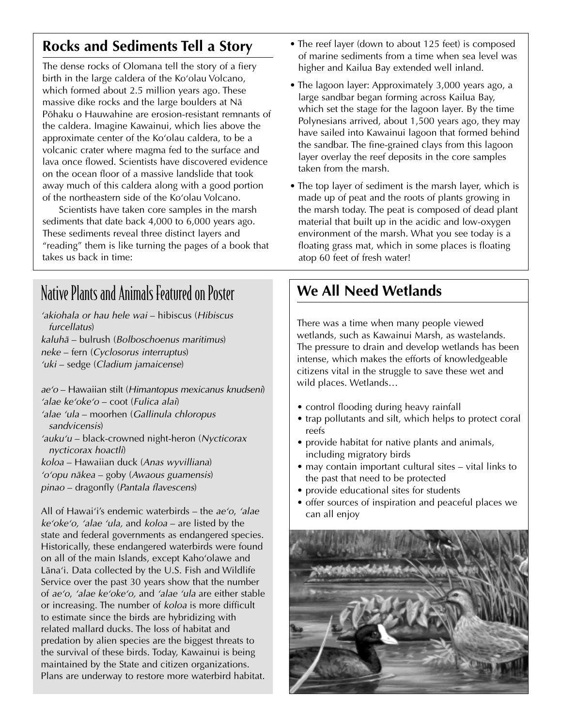## Rocks and Sediments Tell a Story

The dense rocks of Olomana tell the story of a fiery birth in the large caldera of the Koʻolau Volcano, which formed about 2.5 million years ago. These massive dike rocks and the large boulders at Nā Pōhaku o Hauwahine are erosion-resistant remnants of the caldera. Imagine Kawainui, which lies above the approximate center of the Koʻolau caldera, to be a volcanic crater where magma fed to the surface and lava once flowed. Scientists have discovered evidence on the ocean floor of a massive landslide that took away much of this caldera along with a good portion of the northeastern side of the Koʻolau Volcano.

Scientists have taken core samples in the marsh sediments that date back 4,000 to 6,000 years ago. These sediments reveal three distinct layers and "reading" them is like turning the pages of a book that takes us back in time:

- The reef layer (down to about 125 feet) is composed of marine sediments from a time when sea level was higher and Kailua Bay extended well inland.
- The lagoon layer: Approximately 3,000 years ago, a large sandbar began forming across Kailua Bay, which set the stage for the lagoon layer. By the time Polynesians arrived, about 1,500 years ago, they may have sailed into Kawainui lagoon that formed behind the sandbar. The fine-grained clays from this lagoon layer overlay the reef deposits in the core samples taken from the marsh.
- The top layer of sediment is the marsh layer, which is made up of peat and the roots of plants growing in the marsh today. The peat is composed of dead plant material that built up in the acidic and low-oxygen environment of the marsh. What you see today is a floating grass mat, which in some places is floating atop 60 feet of fresh water!

## Native Plants and Animals Featured on Poster

*ʻakiohala or hau hele wai* – hibiscus (*Hibiscus furcellatus*)
*kaluhā* – bulrush (*Bolboschoenus maritimus*)
*neke* – fern (*Cyclosorus interruptus*)
*ʻuki* – sedge (*Cladium jamaicense*)

*aeʻo* – Hawaiian stilt (*Himantopus mexicanus knudseni*)
*ʻalae keʻokeʻo* – coot (*Fulica alai*)
*ʻalae ʻula* – moorhen (*Gallinula chloropus sandvicensis*)
*ʻaukuʻu* – black-crowned night-heron (*Nycticorax nycticorax hoactli*)
*koloa* – Hawaiian duck (*Anas wyvilliana*)
*ʻoʻopu nākea* – goby (*Awaous guamensis*)
*pinao* – dragonfly (*Pantala flavescens*)

All of Hawaiʻi's endemic waterbirds – the *aeʻo*, *ʻalae keʻokeʻo, ʻalae ʻula,* and *koloa* – are listed by the state and federal governments as endangered species. Historically, these endangered waterbirds were found on all of the main Islands, except Kahoʻolawe and Lānaʻi. Data collected by the U.S. Fish and Wildlife Service over the past 30 years show that the number of *aeʻo*, *ʻalae keʻokeʻo,* and *ʻalae ʻula* are either stable or increasing. The number of *koloa* is more difficult to estimate since the birds are hybridizing with related mallard ducks. The loss of habitat and predation by alien species are the biggest threats to the survival of these birds. Today, Kawainui is being maintained by the State and citizen organizations. Plans are underway to restore more waterbird habitat.

## We All Need Wetlands

There was a time when many people viewed wetlands, such as Kawainui Marsh, as wastelands. The pressure to drain and develop wetlands has been intense, which makes the efforts of knowledgeable citizens vital in the struggle to save these wet and wild places. Wetlands…

- control flooding during heavy rainfall
- trap pollutants and silt, which helps to protect coral reefs
- provide habitat for native plants and animals, including migratory birds
- may contain important cultural sites – vital links to the past that need to be protected
- provide educational sites for students
- offer sources of inspiration and peaceful places we can all enjoy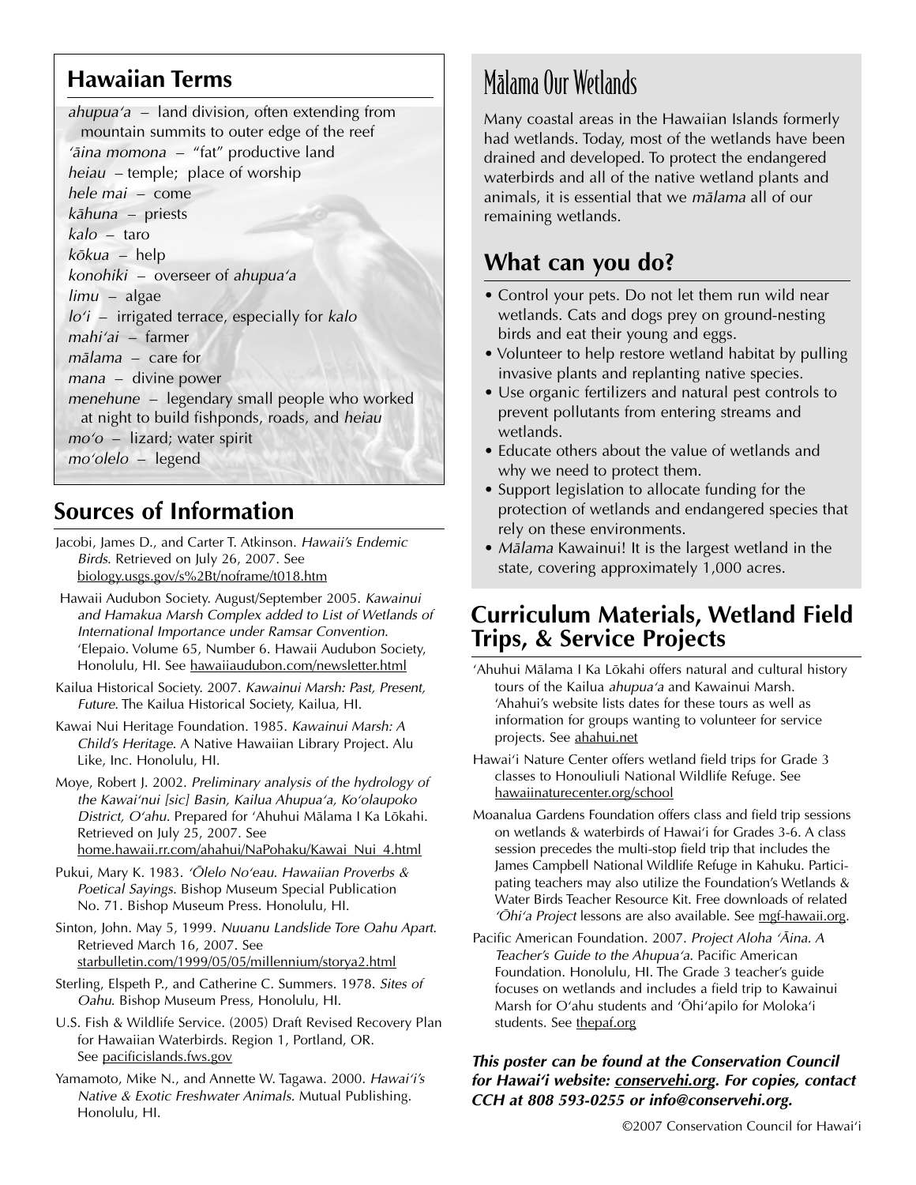## Hawaiian Terms

*ahupuaʻa* – land division, often extending from mountain summits to outer edge of the reef
*ʻāina momona* – "fat" productive land
*heiau* – temple; place of worship
*hele mai* – come
*kāhuna* – priests
*kalo* – taro
*kōkua* – help
*konohiki* – overseer of *ahupuaʻa*
*limu* – algae
*loʻi* – irrigated terrace, especially for *kalo*
*mahiʻai* – farmer
*mālama* – care for
*mana* – divine power
*menehune* – legendary small people who worked at night to build fishponds, roads, and *heiau*
*moʻo* – lizard; water spirit
*moʻolelo* – legend

## Sources of Information

Jacobi, James D., and Carter T. Atkinson. *Hawaii's Endemic Birds*. Retrieved on July 26, 2007. See biology.usgs.gov/s%2Bt/noframe/t018.htm

Hawaii Audubon Society. August/September 2005. *Kawainui and Hamakua Marsh Complex added to List of Wetlands of International Importance under Ramsar Convention.* ʻElepaio. Volume 65, Number 6. Hawaii Audubon Society, Honolulu, HI. See hawaiiaudubon.com/newsletter.html

Kailua Historical Society. 2007. *Kawainui Marsh: Past, Present, Future*. The Kailua Historical Society, Kailua, HI.

Kawai Nui Heritage Foundation. 1985. *Kawainui Marsh: A Child's Heritage*. A Native Hawaiian Library Project. Alu Like, Inc. Honolulu, HI.

Moye, Robert J. 2002. *Preliminary analysis of the hydrology of the Kawaiʻnui [sic] Basin, Kailua Ahupuaʻa, Koʻolaupoko District, Oʻahu.* Prepared for ʻAhuhui Mālama I Ka Lōkahi. Retrieved on July 25, 2007. See home.hawaii.rr.com/ahahui/NaPohaku/Kawai_Nui_4.html

Pukui, Mary K. 1983. *ʻŌlelo Noʻeau. Hawaiian Proverbs & Poetical Sayings*. Bishop Museum Special Publication No. 71. Bishop Museum Press. Honolulu, HI.

Sinton, John. May 5, 1999. *Nuuanu Landslide Tore Oahu Apart*. Retrieved March 16, 2007. See starbulletin.com/1999/05/05/millennium/storya2.html

Sterling, Elspeth P., and Catherine C. Summers. 1978. *Sites of Oahu*. Bishop Museum Press, Honolulu, HI.

U.S. Fish & Wildlife Service. (2005) Draft Revised Recovery Plan for Hawaiian Waterbirds. Region 1, Portland, OR. See pacificislands.fws.gov

Yamamoto, Mike N., and Annette W. Tagawa. 2000. *Hawaiʻi's Native & Exotic Freshwater Animals.* Mutual Publishing. Honolulu, HI.

# Mālama Our Wetlands

Many coastal areas in the Hawaiian Islands formerly had wetlands. Today, most of the wetlands have been drained and developed. To protect the endangered waterbirds and all of the native wetland plants and animals, it is essential that we *mālama* all of our remaining wetlands.

## What can you do?

- Control your pets. Do not let them run wild near wetlands. Cats and dogs prey on ground-nesting birds and eat their young and eggs.
- Volunteer to help restore wetland habitat by pulling invasive plants and replanting native species.
- Use organic fertilizers and natural pest controls to prevent pollutants from entering streams and wetlands.
- Educate others about the value of wetlands and why we need to protect them.
- Support legislation to allocate funding for the protection of wetlands and endangered species that rely on these environments.
- *Mālama* Kawainui! It is the largest wetland in the state, covering approximately 1,000 acres.

## Curriculum Materials, Wetland Field Trips, & Service Projects

ʻAhuhui Mālama I Ka Lōkahi offers natural and cultural history tours of the Kailua *ahupuaʻa* and Kawainui Marsh. ʻAhahui's website lists dates for these tours as well as information for groups wanting to volunteer for service projects. See ahahui.net

Hawaiʻi Nature Center offers wetland field trips for Grade 3 classes to Honouliuli National Wildlife Refuge. See hawaiinaturecenter.org/school

Moanalua Gardens Foundation offers class and field trip sessions on wetlands & waterbirds of Hawaiʻi for Grades 3-6. A class session precedes the multi-stop field trip that includes the James Campbell National Wildlife Refuge in Kahuku. Participating teachers may also utilize the Foundation's Wetlands & Water Birds Teacher Resource Kit. Free downloads of related *ʻŌhiʻa Project* lessons are also available. See mgf-hawaii.org.

Pacific American Foundation. 2007. *Project Aloha ʻĀina. A Teacher's Guide to the Ahupuaʻa*. Pacific American Foundation. Honolulu, HI. The Grade 3 teacher's guide focuses on wetlands and includes a field trip to Kawainui Marsh for Oʻahu students and ʻŌhiʻapilo for Molokaʻi students. See thepaf.org

***This poster can be found at the Conservation Council for Hawaiʻi website: conservehi.org. For copies, contact CCH at 808 593-0255 or info@conservehi.org.***

©2007 Conservation Council for Hawaiʻi